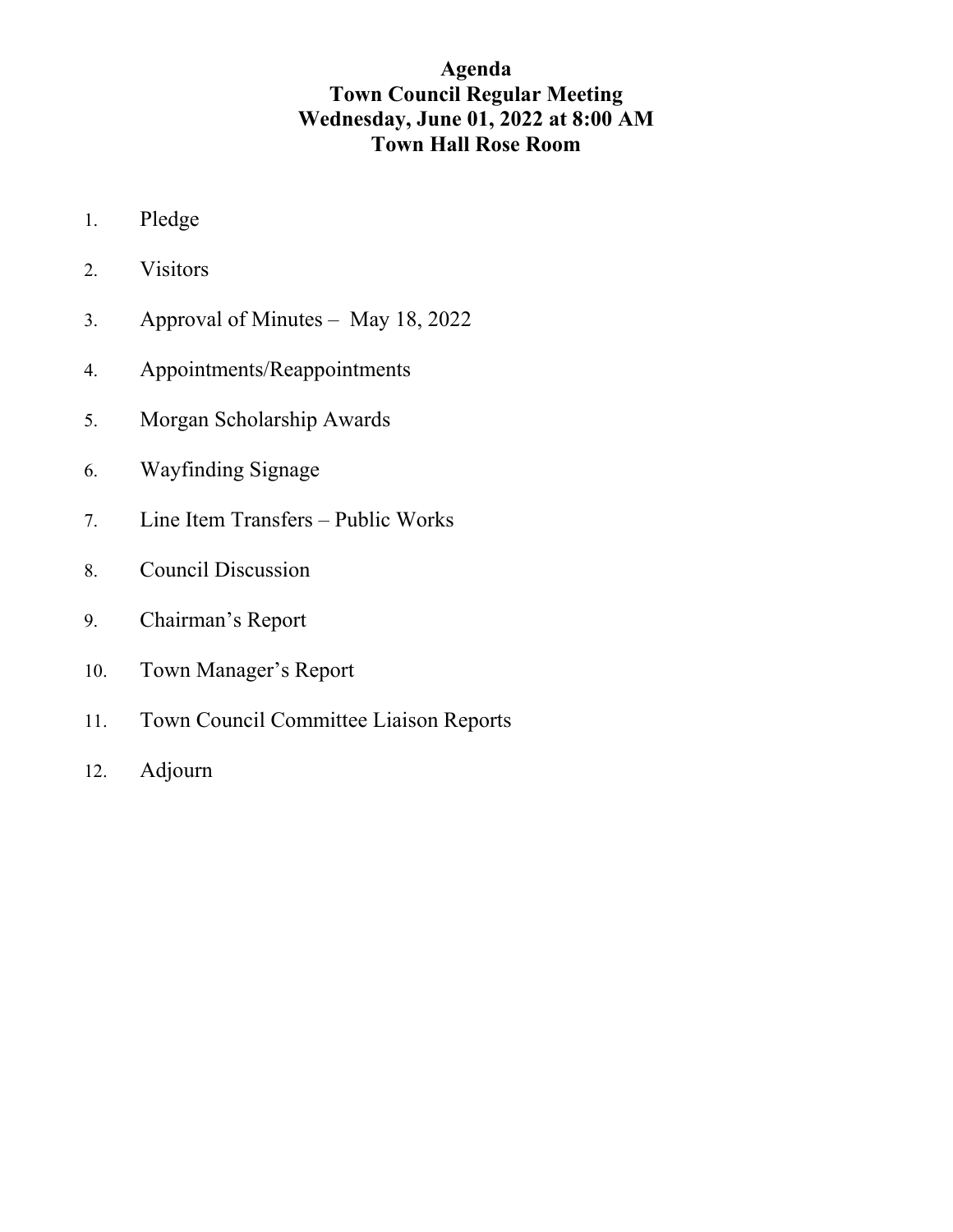# Agenda
## Town Council Regular Meeting
## Wednesday, June 01, 2022 at 8:00 AM
## Town Hall Rose Room

1. Pledge
2. Visitors
3. Approval of Minutes – May 18, 2022
4. Appointments/Reappointments
5. Morgan Scholarship Awards
6. Wayfinding Signage
7. Line Item Transfers – Public Works
8. Council Discussion
9. Chairman's Report
10. Town Manager's Report
11. Town Council Committee Liaison Reports
12. Adjourn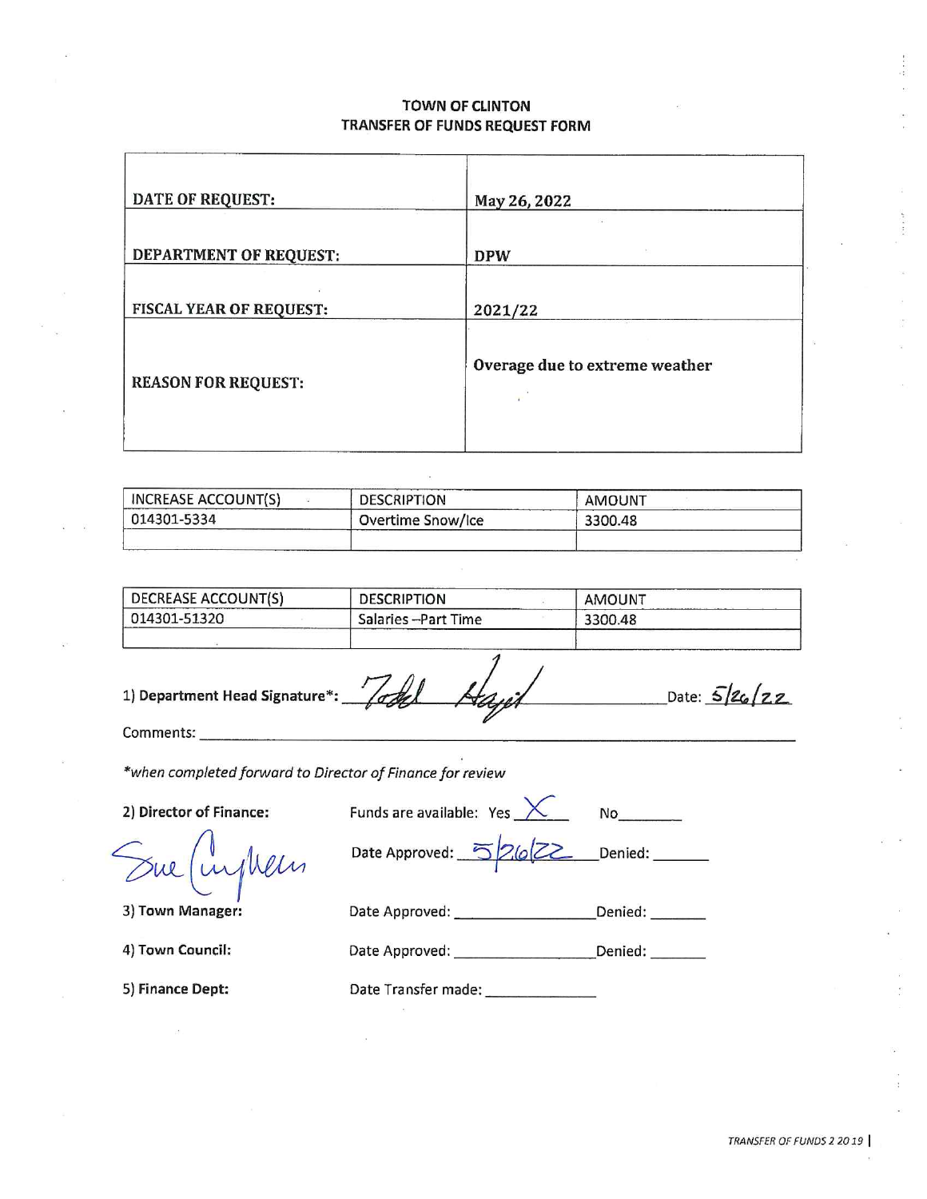# TOWN OF CLINTON
## TRANSFER OF FUNDS REQUEST FORM

| | |
|---|---|
| **DATE OF REQUEST:** | **May 26, 2022** |
| **DEPARTMENT OF REQUEST:** | **DPW** |
| **FISCAL YEAR OF REQUEST:** | **2021/22** |
| **REASON FOR REQUEST:** | **Overage due to extreme weather** |

| INCREASE ACCOUNT(S) | DESCRIPTION | AMOUNT |
|---|---|---|
| 014301-5334 | Overtime Snow/Ice | 3300.48 |
| | | |

| DECREASE ACCOUNT(S) | DESCRIPTION | AMOUNT |
|---|---|---|
| 014301-51320 | Salaries –Part Time | 3300.48 |
| | | |

1) **Department Head Signature***: Todd Hayes Date: 5/26/22

Comments: ______

*\*when completed forward to Director of Finance for review*

2) **Director of Finance:** Funds are available: Yes X No ______

Sue Cunningham Date Approved: 5/26/22 Denied: ______

3) **Town Manager:** Date Approved: ______ Denied: ______

4) **Town Council:** Date Approved: ______ Denied: ______

5) **Finance Dept:** Date Transfer made: ______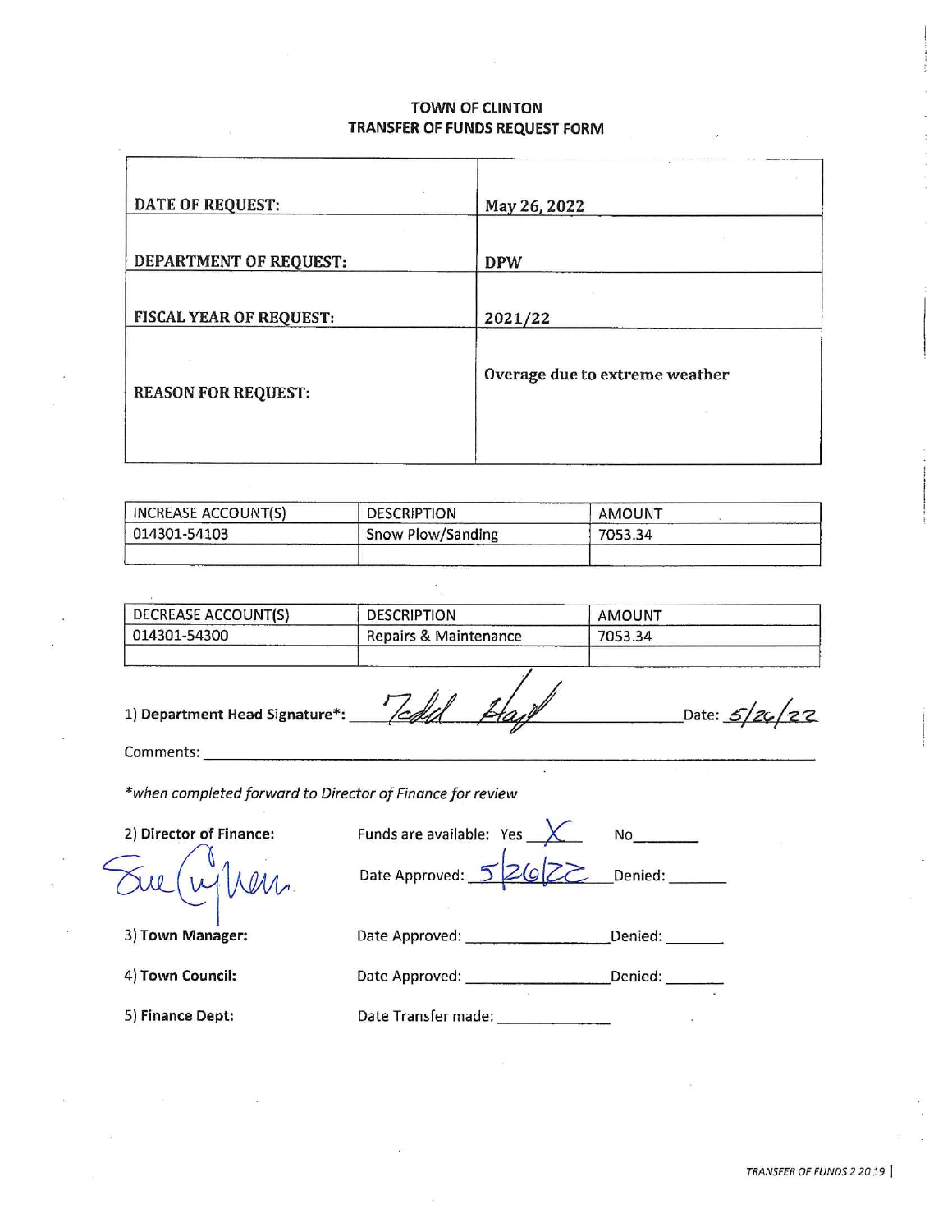# TOWN OF CLINTON
## TRANSFER OF FUNDS REQUEST FORM

| | |
|---|---|
| **DATE OF REQUEST:** | **May 26, 2022** |
| **DEPARTMENT OF REQUEST:** | **DPW** |
| **FISCAL YEAR OF REQUEST:** | **2021/22** |
| **REASON FOR REQUEST:** | **Overage due to extreme weather** |

| INCREASE ACCOUNT(S) | DESCRIPTION | AMOUNT |
|---|---|---|
| 014301-54103 | Snow Plow/Sanding | 7053.34 |
| | | |

| DECREASE ACCOUNT(S) | DESCRIPTION | AMOUNT |
|---|---|---|
| 014301-54300 | Repairs & Maintenance | 7053.34 |
| | | |

1) **Department Head Signature***: Todd Hay Date: 5/26/22

Comments: ______________________________

*when completed forward to Director of Finance for review*

2) **Director of Finance:** Sue Cuyllen — Funds are available: Yes X No_______

Date Approved: 5/26/22 Denied: _______

3) **Town Manager:** Date Approved: _______________ Denied: _______

4) **Town Council:** Date Approved: _______________ Denied: _______

5) **Finance Dept:** Date Transfer made: _______________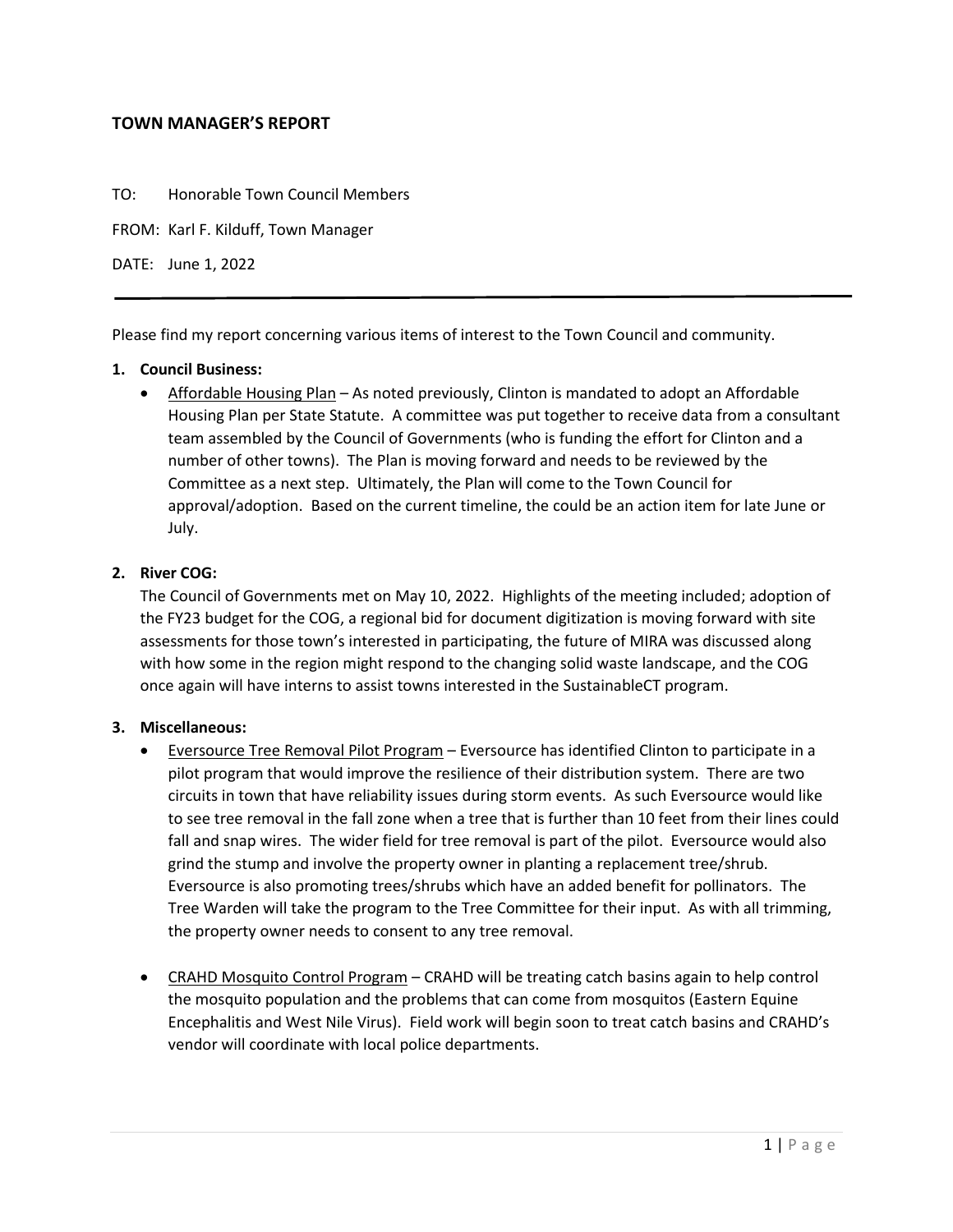# TOWN MANAGER'S REPORT

TO: Honorable Town Council Members

FROM: Karl F. Kilduff, Town Manager

DATE: June 1, 2022

---

Please find my report concerning various items of interest to the Town Council and community.

1. **Council Business:**
   - Affordable Housing Plan – As noted previously, Clinton is mandated to adopt an Affordable Housing Plan per State Statute. A committee was put together to receive data from a consultant team assembled by the Council of Governments (who is funding the effort for Clinton and a number of other towns). The Plan is moving forward and needs to be reviewed by the Committee as a next step. Ultimately, the Plan will come to the Town Council for approval/adoption. Based on the current timeline, the could be an action item for late June or July.

2. **River COG:**

   The Council of Governments met on May 10, 2022. Highlights of the meeting included; adoption of the FY23 budget for the COG, a regional bid for document digitization is moving forward with site assessments for those town's interested in participating, the future of MIRA was discussed along with how some in the region might respond to the changing solid waste landscape, and the COG once again will have interns to assist towns interested in the SustainableCT program.

3. **Miscellaneous:**
   - Eversource Tree Removal Pilot Program – Eversource has identified Clinton to participate in a pilot program that would improve the resilience of their distribution system. There are two circuits in town that have reliability issues during storm events. As such Eversource would like to see tree removal in the fall zone when a tree that is further than 10 feet from their lines could fall and snap wires. The wider field for tree removal is part of the pilot. Eversource would also grind the stump and involve the property owner in planting a replacement tree/shrub. Eversource is also promoting trees/shrubs which have an added benefit for pollinators. The Tree Warden will take the program to the Tree Committee for their input. As with all trimming, the property owner needs to consent to any tree removal.

   - CRAHD Mosquito Control Program – CRAHD will be treating catch basins again to help control the mosquito population and the problems that can come from mosquitos (Eastern Equine Encephalitis and West Nile Virus). Field work will begin soon to treat catch basins and CRAHD's vendor will coordinate with local police departments.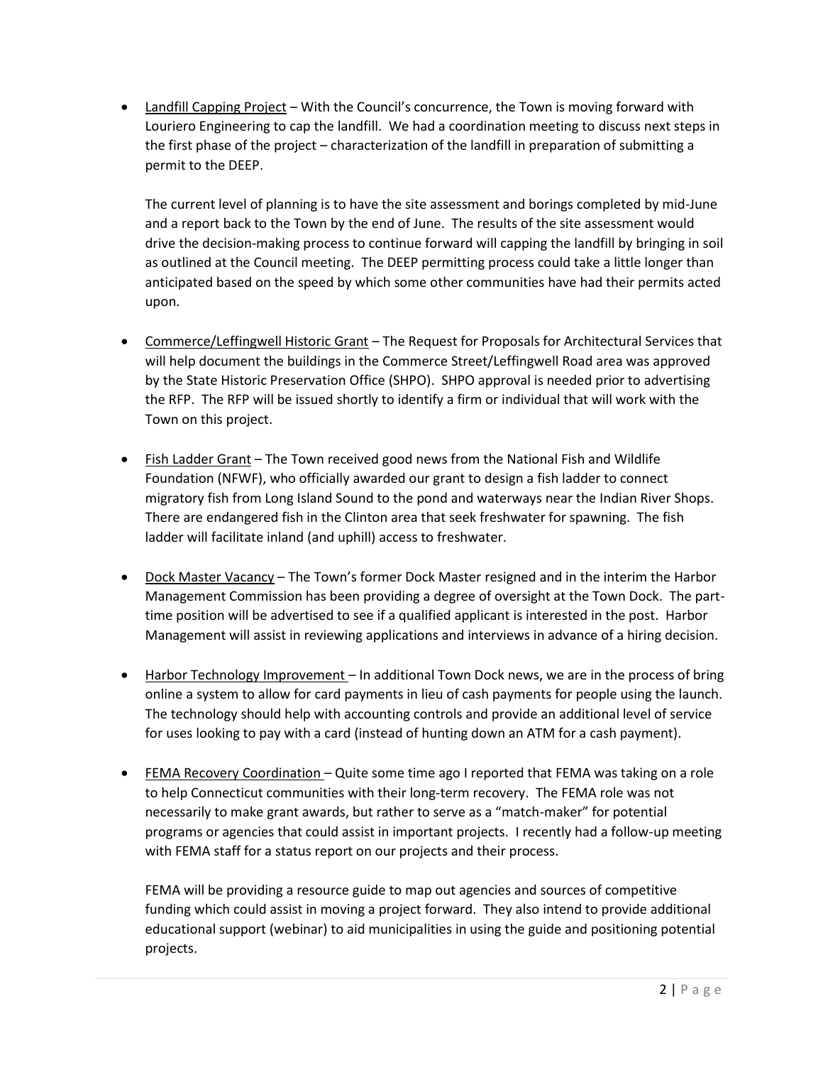- Landfill Capping Project – With the Council's concurrence, the Town is moving forward with Louriero Engineering to cap the landfill. We had a coordination meeting to discuss next steps in the first phase of the project – characterization of the landfill in preparation of submitting a permit to the DEEP.

  The current level of planning is to have the site assessment and borings completed by mid-June and a report back to the Town by the end of June. The results of the site assessment would drive the decision-making process to continue forward will capping the landfill by bringing in soil as outlined at the Council meeting. The DEEP permitting process could take a little longer than anticipated based on the speed by which some other communities have had their permits acted upon.

- Commerce/Leffingwell Historic Grant – The Request for Proposals for Architectural Services that will help document the buildings in the Commerce Street/Leffingwell Road area was approved by the State Historic Preservation Office (SHPO). SHPO approval is needed prior to advertising the RFP. The RFP will be issued shortly to identify a firm or individual that will work with the Town on this project.

- Fish Ladder Grant – The Town received good news from the National Fish and Wildlife Foundation (NFWF), who officially awarded our grant to design a fish ladder to connect migratory fish from Long Island Sound to the pond and waterways near the Indian River Shops. There are endangered fish in the Clinton area that seek freshwater for spawning. The fish ladder will facilitate inland (and uphill) access to freshwater.

- Dock Master Vacancy – The Town's former Dock Master resigned and in the interim the Harbor Management Commission has been providing a degree of oversight at the Town Dock. The part-time position will be advertised to see if a qualified applicant is interested in the post. Harbor Management will assist in reviewing applications and interviews in advance of a hiring decision.

- Harbor Technology Improvement – In additional Town Dock news, we are in the process of bring online a system to allow for card payments in lieu of cash payments for people using the launch. The technology should help with accounting controls and provide an additional level of service for uses looking to pay with a card (instead of hunting down an ATM for a cash payment).

- FEMA Recovery Coordination – Quite some time ago I reported that FEMA was taking on a role to help Connecticut communities with their long-term recovery. The FEMA role was not necessarily to make grant awards, but rather to serve as a "match-maker" for potential programs or agencies that could assist in important projects. I recently had a follow-up meeting with FEMA staff for a status report on our projects and their process.

  FEMA will be providing a resource guide to map out agencies and sources of competitive funding which could assist in moving a project forward. They also intend to provide additional educational support (webinar) to aid municipalities in using the guide and positioning potential projects.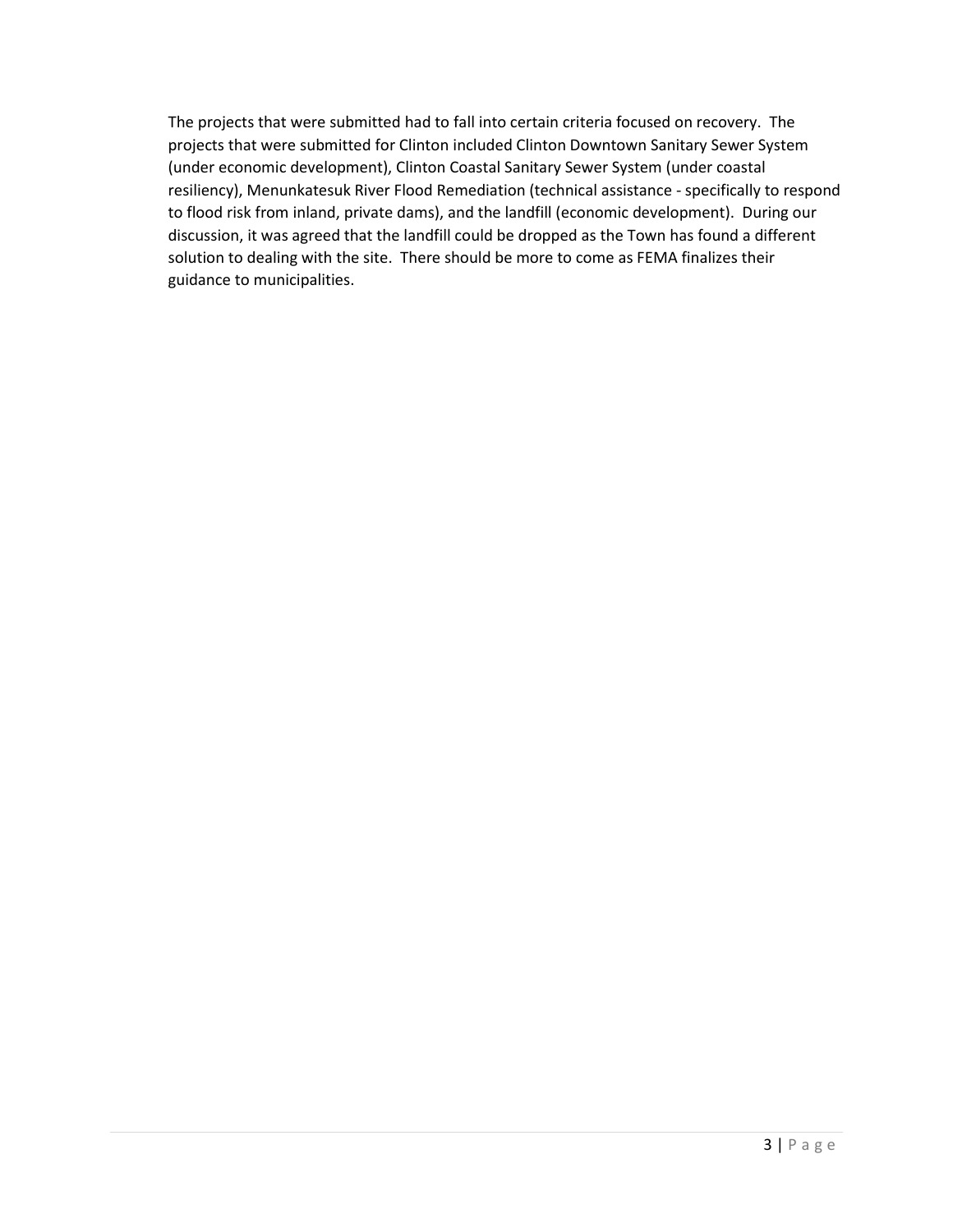The projects that were submitted had to fall into certain criteria focused on recovery. The projects that were submitted for Clinton included Clinton Downtown Sanitary Sewer System (under economic development), Clinton Coastal Sanitary Sewer System (under coastal resiliency), Menunkatesuk River Flood Remediation (technical assistance - specifically to respond to flood risk from inland, private dams), and the landfill (economic development). During our discussion, it was agreed that the landfill could be dropped as the Town has found a different solution to dealing with the site. There should be more to come as FEMA finalizes their guidance to municipalities.